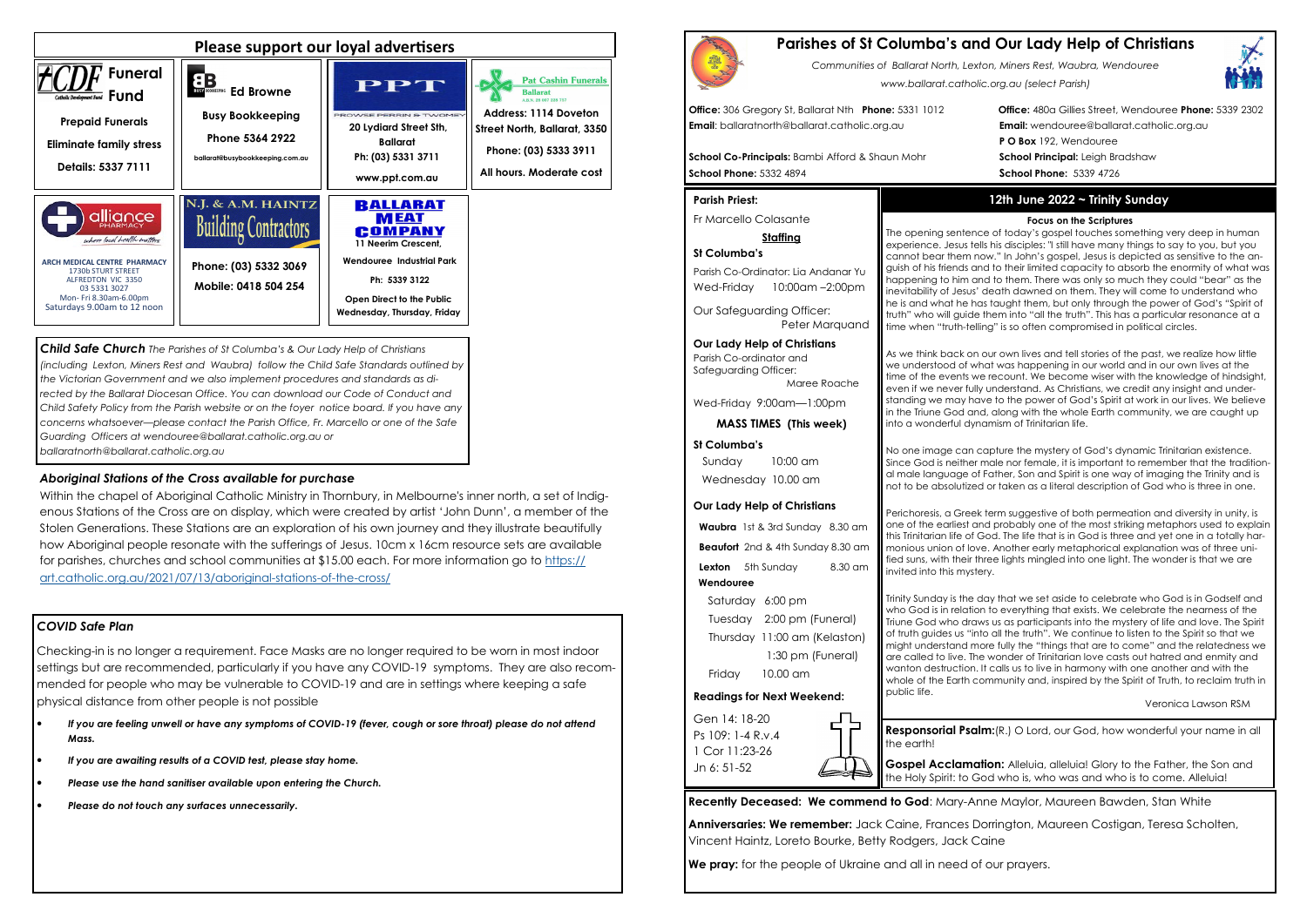## Please support our loyal advertisers

**CDF Funeral Fund**
Catholic Development Fund
Prepaid Funerals
Eliminate family stress
Details: 5337 7111

**Ed Browne**
Busy Bookkeeping
Phone 5364 2922
ballarat@busybookkeeping.com.au

**PPT**
PROWSE PERRIN & TWOMEY
20 Lydiard Street Sth, Ballarat
Ph: (03) 5331 3711
www.ppt.com.au

**Pat Cashin Funerals**
Ballarat
Address: 1114 Doveton Street North, Ballarat, 3350
Phone: (03) 5333 3911
All hours. Moderate cost

**alliance PHARMACY**
where local health matters
ARCH MEDICAL CENTRE PHARMACY
1730b STURT STREET
ALFREDTON VIC 3350
03 5331 3027
Mon- Fri 8.30am-6.00pm
Saturdays 9.00am to 12 noon

**N.J. & A.M. HAINTZ**
Building Contractors
Phone: (03) 5332 3069
Mobile: 0418 504 254

**BALLARAT MEAT COMPANY**
11 Neerim Crescent,
Wendouree Industrial Park
Ph: 5339 3122
Open Direct to the Public
Wednesday, Thursday, Friday

***Child Safe Church*** *The Parishes of St Columba's & Our Lady Help of Christians (including Lexton, Miners Rest and Waubra) follow the Child Safe Standards outlined by the Victorian Government and we also implement procedures and standards as directed by the Ballarat Diocesan Office. You can download our Code of Conduct and Child Safety Policy from the Parish website or on the foyer notice board. If you have any concerns whatsoever—please contact the Parish Office, Fr. Marcello or one of the Safe Guarding Officers at wendouree@ballarat.catholic.org.au or ballaratnorth@ballarat.catholic.org.au*

### *Aboriginal Stations of the Cross available for purchase*

Within the chapel of Aboriginal Catholic Ministry in Thornbury, in Melbourne's inner north, a set of Indigenous Stations of the Cross are on display, which were created by artist 'John Dunn', a member of the Stolen Generations. These Stations are an exploration of his own journey and they illustrate beautifully how Aboriginal people resonate with the sufferings of Jesus. 10cm x 16cm resource sets are available for parishes, churches and school communities at $15.00 each. For more information go to https://art.catholic.org.au/2021/07/13/aboriginal-stations-of-the-cross/

### *COVID Safe Plan*

Checking-in is no longer a requirement. Face Masks are no longer required to be worn in most indoor settings but are recommended, particularly if you have any COVID-19 symptoms. They are also recommended for people who may be vulnerable to COVID-19 and are in settings where keeping a safe physical distance from other people is not possible

- ***If you are feeling unwell or have any symptoms of COVID-19 (fever, cough or sore throat) please do not attend Mass.***
- ***If you are awaiting results of a COVID test, please stay home.***
- ***Please use the hand sanitiser available upon entering the Church.***
- ***Please do not touch any surfaces unnecessarily.***

# Parishes of St Columba's and Our Lady Help of Christians

*Communities of Ballarat North, Lexton, Miners Rest, Waubra, Wendouree*

*www.ballarat.catholic.org.au (select Parish)*

**Office:** 306 Gregory St, Ballarat Nth **Phone:** 5331 1012
**Email**: ballaratnorth@ballarat.catholic.org.au

**School Co-Principals:** Bambi Afford & Shaun Mohr
**School Phone:** 5332 4894

**Office:** 480a Gillies Street, Wendouree **Phone:** 5339 2302
**Email:** wendouree@ballarat.catholic.org.au
**P O Box** 192, Wendouree
**School Principal:** Leigh Bradshaw
**School Phone:** 5339 4726

**Parish Priest:**

Fr Marcello Colasante

**Staffing**

**St Columba's**

Parish Co-Ordinator: Lia Andanar Yu
Wed-Friday 10:00am –2:00pm

Our Safeguarding Officer: Peter Marquand

**Our Lady Help of Christians**
Parish Co-ordinator and Safeguarding Officer: Maree Roache

Wed-Friday 9:00am—1:00pm

**MASS TIMES (This week)**

**St Columba's**
Sunday 10:00 am
Wednesday 10.00 am

**Our Lady Help of Christians**
**Waubra** 1st & 3rd Sunday 8.30 am
**Beaufort** 2nd & 4th Sunday 8.30 am
**Lexton** 5th Sunday 8.30 am
**Wendouree**
Saturday 6:00 pm
Tuesday 2:00 pm (Funeral)
Thursday 11:00 am (Kelaston)
1:30 pm (Funeral)
Friday 10.00 am

**Readings for Next Weekend:**

Gen 14: 18-20
Ps 109: 1-4 R.v.4
1 Cor 11:23-26
Jn 6: 51-52

## 12th June 2022 ~ Trinity Sunday

### Focus on the Scriptures

The opening sentence of today's gospel touches something very deep in human experience. Jesus tells his disciples: "I still have many things to say to you, but you cannot bear them now." In John's gospel, Jesus is depicted as sensitive to the anguish of his friends and to their limited capacity to absorb the enormity of what was happening to him and to them. There was only so much they could "bear" as the inevitability of Jesus' death dawned on them. They will come to understand who he is and what he has taught them, but only through the power of God's "Spirit of truth" who will guide them into "all the truth". This has a particular resonance at a time when "truth-telling" is so often compromised in political circles.

As we think back on our own lives and tell stories of the past, we realize how little we understood of what was happening in our world and in our own lives at the time of the events we recount. We become wiser with the knowledge of hindsight, even if we never fully understand. As Christians, we credit any insight and understanding we may have to the power of God's Spirit at work in our lives. We believe in the Triune God and, along with the whole Earth community, we are caught up into a wonderful dynamism of Trinitarian life.

No one image can capture the mystery of God's dynamic Trinitarian existence. Since God is neither male nor female, it is important to remember that the traditional male language of Father, Son and Spirit is one way of imaging the Trinity and is not to be absolutized or taken as a literal description of God who is three in one.

Perichoresis, a Greek term suggestive of both permeation and diversity in unity, is one of the earliest and probably one of the most striking metaphors used to explain this Trinitarian life of God. The life that is in God is three and yet one in a totally harmonious union of love. Another early metaphorical explanation was of three unified suns, with their three lights mingled into one light. The wonder is that we are invited into this mystery.

Trinity Sunday is the day that we set aside to celebrate who God is in Godself and who God is in relation to everything that exists. We celebrate the nearness of the Triune God who draws us as participants into the mystery of life and love. The Spirit of truth guides us "into all the truth". We continue to listen to the Spirit so that we might understand more fully the "things that are to come" and the relatedness we are called to live. The wonder of Trinitarian love casts out hatred and enmity and wanton destruction. It calls us to live in harmony with one another and with the whole of the Earth community and, inspired by the Spirit of Truth, to reclaim truth in public life.

Veronica Lawson RSM

**Responsorial Psalm:**(R.) O Lord, our God, how wonderful your name in all the earth!

**Gospel Acclamation:** Alleluia, alleluia! Glory to the Father, the Son and the Holy Spirit: to God who is, who was and who is to come. Alleluia!

**Recently Deceased: We commend to God**: Mary-Anne Maylor, Maureen Bawden, Stan White

**Anniversaries: We remember:** Jack Caine, Frances Dorrington, Maureen Costigan, Teresa Scholten, Vincent Haintz, Loreto Bourke, Betty Rodgers, Jack Caine

**We pray:** for the people of Ukraine and all in need of our prayers.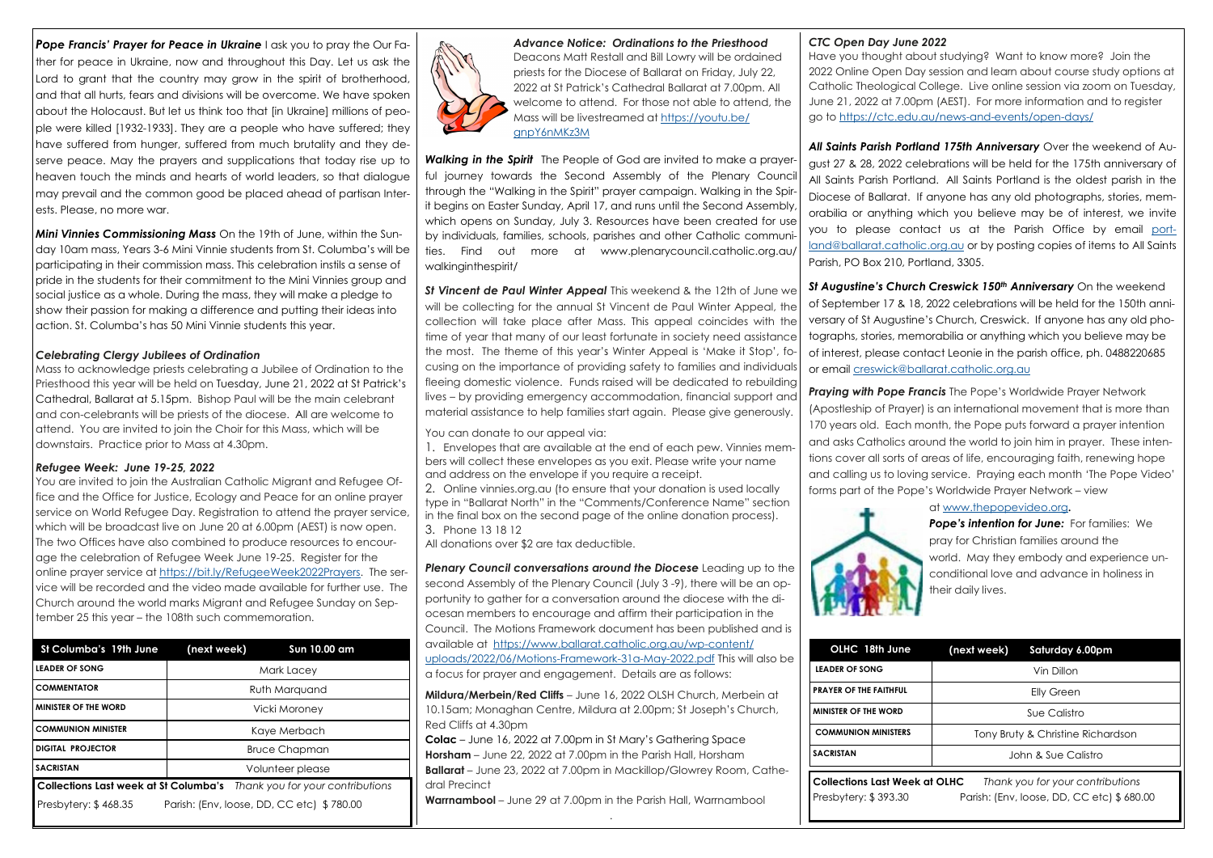***Pope Francis' Prayer for Peace in Ukraine*** I ask you to pray the Our Father for peace in Ukraine, now and throughout this Day. Let us ask the Lord to grant that the country may grow in the spirit of brotherhood, and that all hurts, fears and divisions will be overcome. We have spoken about the Holocaust. But let us think too that [in Ukraine] millions of people were killed [1932-1933]. They are a people who have suffered; they have suffered from hunger, suffered from much brutality and they deserve peace. May the prayers and supplications that today rise up to heaven touch the minds and hearts of world leaders, so that dialogue may prevail and the common good be placed ahead of partisan Interests. Please, no more war.

***Mini Vinnies Commissioning Mass*** On the 19th of June, within the Sunday 10am mass, Years 3-6 Mini Vinnie students from St. Columba's will be participating in their commission mass. This celebration instils a sense of pride in the students for their commitment to the Mini Vinnies group and social justice as a whole. During the mass, they will make a pledge to show their passion for making a difference and putting their ideas into action. St. Columba's has 50 Mini Vinnie students this year.

***Celebrating Clergy Jubilees of Ordination***

Mass to acknowledge priests celebrating a Jubilee of Ordination to the Priesthood this year will be held on Tuesday, June 21, 2022 at St Patrick's Cathedral, Ballarat at 5.15pm. Bishop Paul will be the main celebrant and con-celebrants will be priests of the diocese. All are welcome to attend. You are invited to join the Choir for this Mass, which will be downstairs. Practice prior to Mass at 4.30pm.

***Refugee Week: June 19-25, 2022***

You are invited to join the Australian Catholic Migrant and Refugee Office and the Office for Justice, Ecology and Peace for an online prayer service on World Refugee Day. Registration to attend the prayer service, which will be broadcast live on June 20 at 6.00pm (AEST) is now open. The two Offices have also combined to produce resources to encourage the celebration of Refugee Week June 19-25. Register for the online prayer service at https://bit.ly/RefugeeWeek2022Prayers. The service will be recorded and the video made available for further use. The Church around the world marks Migrant and Refugee Sunday on September 25 this year – the 108th such commemoration.

| St Columba's 19th June | (next week) Sun 10.00 am |
|---|---|
| LEADER OF SONG | Mark Lacey |
| COMMENTATOR | Ruth Marquand |
| MINISTER OF THE WORD | Vicki Moroney |
| COMMUNION MINISTER | Kaye Merbach |
| DIGITAL PROJECTOR | Bruce Chapman |
| SACRISTAN | Volunteer please |

**Collections Last week at St Columba's** *Thank you for your contributions*
Presbytery: $ 468.35 Parish: (Env, loose, DD, CC etc) $ 780.00

***Advance Notice: Ordinations to the Priesthood***
Deacons Matt Restall and Bill Lowry will be ordained priests for the Diocese of Ballarat on Friday, July 22, 2022 at St Patrick's Cathedral Ballarat at 7.00pm. All welcome to attend. For those not able to attend, the Mass will be livestreamed at https://youtu.be/gnpY6nMKz3M

***Walking in the Spirit*** The People of God are invited to make a prayerful journey towards the Second Assembly of the Plenary Council through the "Walking in the Spirit" prayer campaign. Walking in the Spirit begins on Easter Sunday, April 17, and runs until the Second Assembly, which opens on Sunday, July 3. Resources have been created for use by individuals, families, schools, parishes and other Catholic communities. Find out more at www.plenarycouncil.catholic.org.au/walkinginthespirit/

***St Vincent de Paul Winter Appeal*** This weekend & the 12th of June we will be collecting for the annual St Vincent de Paul Winter Appeal, the collection will take place after Mass. This appeal coincides with the time of year that many of our least fortunate in society need assistance the most. The theme of this year's Winter Appeal is 'Make it Stop', focusing on the importance of providing safety to families and individuals fleeing domestic violence. Funds raised will be dedicated to rebuilding lives – by providing emergency accommodation, financial support and material assistance to help families start again. Please give generously.

You can donate to our appeal via:

1. Envelopes that are available at the end of each pew. Vinnies members will collect these envelopes as you exit. Please write your name and address on the envelope if you require a receipt.
2. Online vinnies.org.au (to ensure that your donation is used locally type in "Ballarat North" in the "Comments/Conference Name" section in the final box on the second page of the online donation process).
3. Phone 13 18 12

All donations over $2 are tax deductible.

***Plenary Council conversations around the Diocese*** Leading up to the second Assembly of the Plenary Council (July 3 -9), there will be an opportunity to gather for a conversation around the diocese with the diocesan members to encourage and affirm their participation in the Council. The Motions Framework document has been published and is available at https://www.ballarat.catholic.org.au/wp-content/uploads/2022/06/Motions-Framework-31a-May-2022.pdf This will also be a focus for prayer and engagement. Details are as follows:

**Mildura/Merbein/Red Cliffs** – June 16, 2022 OLSH Church, Merbein at 10.15am; Monaghan Centre, Mildura at 2.00pm; St Joseph's Church, Red Cliffs at 4.30pm
**Colac** – June 16, 2022 at 7.00pm in St Mary's Gathering Space
**Horsham** – June 22, 2022 at 7.00pm in the Parish Hall, Horsham
**Ballarat** – June 23, 2022 at 7.00pm in Mackillop/Glowrey Room, Cathedral Precinct
**Warrnambool** – June 29 at 7.00pm in the Parish Hall, Warrnambool

***CTC Open Day June 2022***
Have you thought about studying? Want to know more? Join the 2022 Online Open Day session and learn about course study options at Catholic Theological College. Live online session via zoom on Tuesday, June 21, 2022 at 7.00pm (AEST). For more information and to register go to https://ctc.edu.au/news-and-events/open-days/

***All Saints Parish Portland 175th Anniversary*** Over the weekend of August 27 & 28, 2022 celebrations will be held for the 175th anniversary of All Saints Parish Portland. All Saints Portland is the oldest parish in the Diocese of Ballarat. If anyone has any old photographs, stories, memorabilia or anything which you believe may be of interest, we invite you to please contact us at the Parish Office by email portland@ballarat.catholic.org.au or by posting copies of items to All Saints Parish, PO Box 210, Portland, 3305.

***St Augustine's Church Creswick 150th Anniversary*** On the weekend of September 17 & 18, 2022 celebrations will be held for the 150th anniversary of St Augustine's Church, Creswick. If anyone has any old photographs, stories, memorabilia or anything which you believe may be of interest, please contact Leonie in the parish office, ph. 0488220685 or email creswick@ballarat.catholic.org.au

***Praying with Pope Francis*** The Pope's Worldwide Prayer Network (Apostleship of Prayer) is an international movement that is more than 170 years old. Each month, the Pope puts forward a prayer intention and asks Catholics around the world to join him in prayer. These intentions cover all sorts of areas of life, encouraging faith, renewing hope and calling us to loving service. Praying each month 'The Pope Video' forms part of the Pope's Worldwide Prayer Network – view at www.thepopevideo.org.

***Pope's intention for June:*** For families: We pray for Christian families around the world. May they embody and experience unconditional love and advance in holiness in their daily lives.

| OLHC 18th June | (next week) Saturday 6.00pm |
|---|---|
| LEADER OF SONG | Vin Dillon |
| PRAYER OF THE FAITHFUL | Elly Green |
| MINISTER OF THE WORD | Sue Calistro |
| COMMUNION MINISTERS | Tony Bruty & Christine Richardson |
| SACRISTAN | John & Sue Calistro |

**Collections Last Week at OLHC** *Thank you for your contributions*
Presbytery: $ 393.30 Parish: (Env, loose, DD, CC etc) $ 680.00